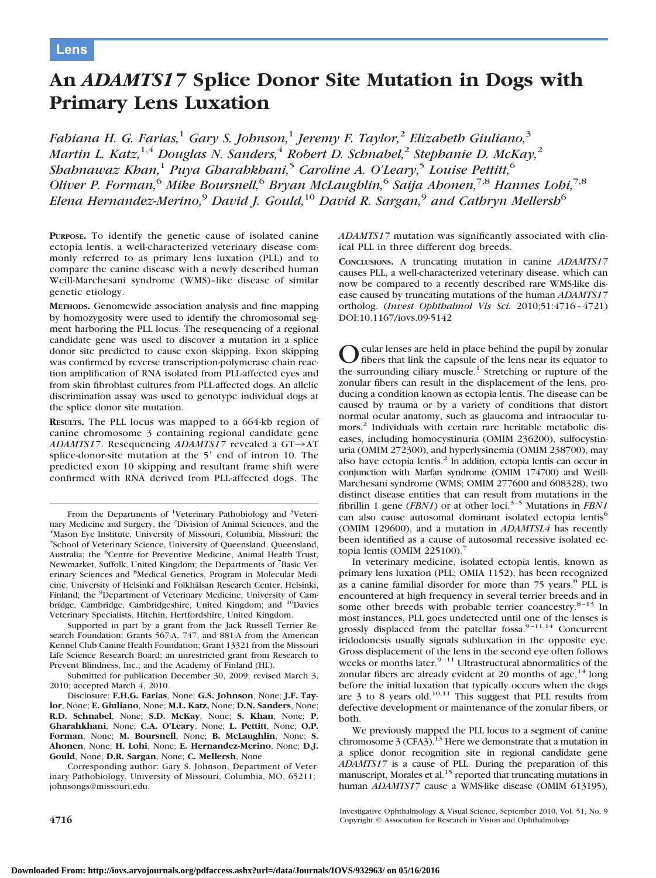Lens

# An *ADAMTS17* Splice Donor Site Mutation in Dogs with Primary Lens Luxation

*Fabiana H. G. Farias,[1] Gary S. Johnson,[1] Jeremy F. Taylor,[2] Elizabeth Giuliano,[3] Martin L. Katz,[1,4] Douglas N. Sanders,[4] Robert D. Schnabel,[2] Stephanie D. McKay,[2] Shahnawaz Khan,[1] Puya Gharahkhani,[5] Caroline A. O'Leary,[5] Louise Pettitt,[6] Oliver P. Forman,[6] Mike Boursnell,[6] Bryan McLaughlin,[6] Saija Ahonen,[7,8] Hannes Lohi,[7,8] Elena Hernandez-Merino,[9] David J. Gould,[10] David R. Sargan,[9] and Cathryn Mellersh[6]*

**PURPOSE.** To identify the genetic cause of isolated canine ectopia lentis, a well-characterized veterinary disease commonly referred to as primary lens luxation (PLL) and to compare the canine disease with a newly described human Weill-Marchesani syndrome (WMS)–like disease of similar genetic etiology.

**METHODS.** Genomewide association analysis and fine mapping by homozygosity were used to identify the chromosomal segment harboring the PLL locus. The resequencing of a regional candidate gene was used to discover a mutation in a splice donor site predicted to cause exon skipping. Exon skipping was confirmed by reverse transcription-polymerase chain reaction amplification of RNA isolated from PLL-affected eyes and from skin fibroblast cultures from PLL-affected dogs. An allelic discrimination assay was used to genotype individual dogs at the splice donor site mutation.

**RESULTS.** The PLL locus was mapped to a 664-kb region of canine chromosome 3 containing regional candidate gene *ADAMTS17*. Resequencing *ADAMTS17* revealed a GT→AT splice-donor-site mutation at the 5′ end of intron 10. The predicted exon 10 skipping and resultant frame shift were confirmed with RNA derived from PLL-affected dogs. The *ADAMTS17* mutation was significantly associated with clinical PLL in three different dog breeds.

**CONCLUSIONS.** A truncating mutation in canine *ADAMTS17* causes PLL, a well-characterized veterinary disease, which can now be compared to a recently described rare WMS-like disease caused by truncating mutations of the human *ADAMTS17* ortholog. (*Invest Ophthalmol Vis Sci.* 2010;51:4716–4721) DOI:10.1167/iovs.09-5142

From the Departments of [1]Veterinary Pathobiology and [3]Veterinary Medicine and Surgery, the [2]Division of Animal Sciences, and the [4]Mason Eye Institute, University of Missouri, Columbia, Missouri; the [5]School of Veterinary Science, University of Queensland, Queensland, Australia; the [6]Centre for Preventive Medicine, Animal Health Trust, Newmarket, Suffolk, United Kingdom; the Departments of [7]Basic Veterinary Sciences and [8]Medical Genetics, Program in Molecular Medicine, University of Helsinki and Folkhälsan Research Center, Helsinki, Finland; the [9]Department of Veterinary Medicine, University of Cambridge, Cambridge, Cambridgeshire, United Kingdom; and [10]Davies Veterinary Specialists, Hitchin, Hertfordshire, United Kingdom.

Supported in part by a grant from the Jack Russell Terrier Research Foundation; Grants 567-A, 747, and 881-A from the American Kennel Club Canine Health Foundation; Grant 13321 from the Missouri Life Science Research Board; an unrestricted grant from Research to Prevent Blindness, Inc.; and the Academy of Finland (HL).

Submitted for publication December 30, 2009; revised March 3, 2010; accepted March 4, 2010.

Disclosure: **F.H.G. Farias**, None; **G.S. Johnson**, None; **J.F. Taylor**, None; **E. Giuliano**, None; **M.L. Katz**, None; **D.N. Sanders**, None; **R.D. Schnabel**, None; **S.D. McKay**, None; **S. Khan**, None; **P. Gharahkhani**, None; **C.A. O'Leary**, None; **L. Pettitt**, None; **O.P. Forman**, None; **M. Boursnell**, None; **B. McLaughlin**, None; **S. Ahonen**, None; **H. Lohi**, None; **E. Hernandez-Merino**, None; **D.J. Gould**, None; **D.R. Sargan**, None; **C. Mellersh**, None

Corresponding author: Gary S. Johnson, Department of Veterinary Pathobiology, University of Missouri, Columbia, MO, 65211; johnsongs@missouri.edu.

Ocular lenses are held in place behind the pupil by zonular fibers that link the capsule of the lens near its equator to the surrounding ciliary muscle.[1] Stretching or rupture of the zonular fibers can result in the displacement of the lens, producing a condition known as ectopia lentis. The disease can be caused by trauma or by a variety of conditions that distort normal ocular anatomy, such as glaucoma and intraocular tumors.[2] Individuals with certain rare heritable metabolic diseases, including homocystinuria (OMIM 236200), sulfocystinuria (OMIM 272300), and hyperlysinemia (OMIM 238700), may also have ectopia lentis.[2] In addition, ectopia lentis can occur in conjunction with Marfan syndrome (OMIM 174700) and Weill-Marchesani syndrome (WMS; OMIM 277600 and 608328), two distinct disease entities that can result from mutations in the fibrillin 1 gene (*FBN1*) or at other loci.[3–5] Mutations in *FBN1* can also cause autosomal dominant isolated ectopia lentis[6] (OMIM 129600), and a mutation in *ADAMTSL4* has recently been identified as a cause of autosomal recessive isolated ectopia lentis (OMIM 225100).[7]

In veterinary medicine, isolated ectopia lentis, known as primary lens luxation (PLL; OMIA 1152), has been recognized as a canine familial disorder for more than 75 years.[8] PLL is encountered at high frequency in several terrier breeds and in some other breeds with probable terrier coancestry.[8–13] In most instances, PLL goes undetected until one of the lenses is grossly displaced from the patellar fossa.[9–11,14] Concurrent iridodonesis usually signals subluxation in the opposite eye. Gross displacement of the lens in the second eye often follows weeks or months later.[9–11] Ultrastructural abnormalities of the zonular fibers are already evident at 20 months of age,[14] long before the initial luxation that typically occurs when the dogs are 3 to 8 years old.[10,11] This suggest that PLL results from defective development or maintenance of the zonular fibers, or both.

We previously mapped the PLL locus to a segment of canine chromosome 3 (CFA3).[13] Here we demonstrate that a mutation in a splice donor recognition site in regional candidate gene *ADAMTS17* is a cause of PLL. During the preparation of this manuscript, Morales et al.[15] reported that truncating mutations in human *ADAMTS17* cause a WMS-like disease (OMIM 613195),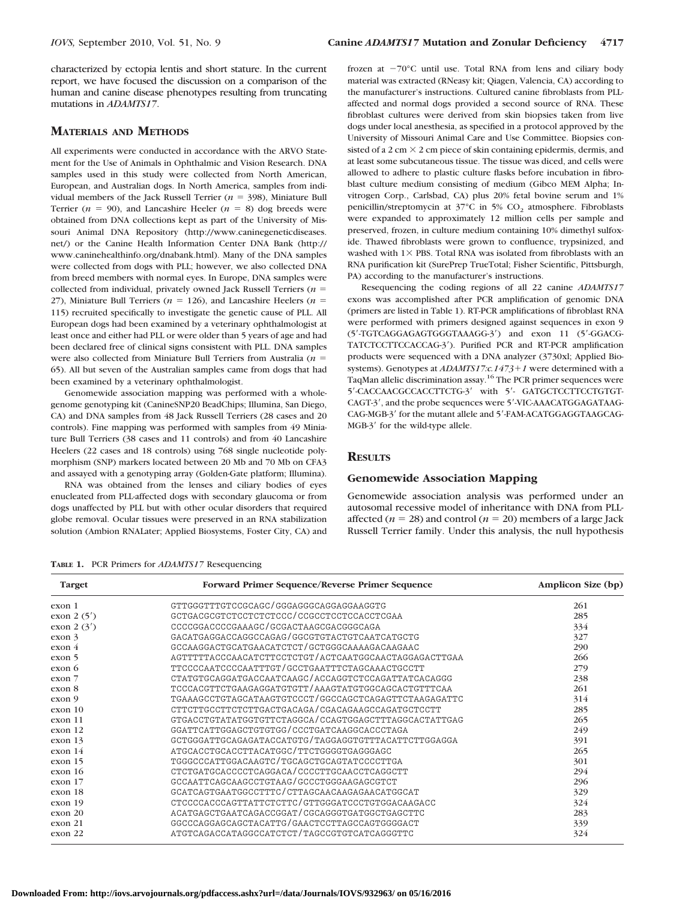characterized by ectopia lentis and short stature. In the current report, we have focused the discussion on a comparison of the human and canine disease phenotypes resulting from truncating mutations in *ADAMTS17*.

## Materials and Methods

All experiments were conducted in accordance with the ARVO Statement for the Use of Animals in Ophthalmic and Vision Research. DNA samples used in this study were collected from North American, European, and Australian dogs. In North America, samples from individual members of the Jack Russell Terrier ($n$ = 398), Miniature Bull Terrier ($n$ = 90), and Lancashire Heeler ($n$ = 8) dog breeds were obtained from DNA collections kept as part of the University of Missouri Animal DNA Repository (http://www.caninegeneticdiseases.net/) or the Canine Health Information Center DNA Bank (http://www.caninehealthinfo.org/dnabank.html). Many of the DNA samples were collected from dogs with PLL; however, we also collected DNA from breed members with normal eyes. In Europe, DNA samples were collected from individual, privately owned Jack Russell Terriers ($n$ = 27), Miniature Bull Terriers ($n$ = 126), and Lancashire Heelers ($n$ = 115) recruited specifically to investigate the genetic cause of PLL. All European dogs had been examined by a veterinary ophthalmologist at least once and either had PLL or were older than 5 years of age and had been declared free of clinical signs consistent with PLL. DNA samples were also collected from Miniature Bull Terriers from Australia ($n$ = 65). All but seven of the Australian samples came from dogs that had been examined by a veterinary ophthalmologist.

Genomewide association mapping was performed with a whole-genome genotyping kit (CanineSNP20 BeadChips; Illumina, San Diego, CA) and DNA samples from 48 Jack Russell Terriers (28 cases and 20 controls). Fine mapping was performed with samples from 49 Miniature Bull Terriers (38 cases and 11 controls) and from 40 Lancashire Heelers (22 cases and 18 controls) using 768 single nucleotide polymorphism (SNP) markers located between 20 Mb and 70 Mb on CFA3 and assayed with a genotyping array (Golden-Gate platform; Illumina).

RNA was obtained from the lenses and ciliary bodies of eyes enucleated from PLL-affected dogs with secondary glaucoma or from dogs unaffected by PLL but with other ocular disorders that required globe removal. Ocular tissues were preserved in an RNA stabilization solution (Ambion RNALater; Applied Biosystems, Foster City, CA) and frozen at −70°C until use. Total RNA from lens and ciliary body material was extracted (RNeasy kit; Qiagen, Valencia, CA) according to the manufacturer's instructions. Cultured canine fibroblasts from PLL-affected and normal dogs provided a second source of RNA. These fibroblast cultures were derived from skin biopsies taken from live dogs under local anesthesia, as specified in a protocol approved by the University of Missouri Animal Care and Use Committee. Biopsies consisted of a 2 cm × 2 cm piece of skin containing epidermis, dermis, and at least some subcutaneous tissue. The tissue was diced, and cells were allowed to adhere to plastic culture flasks before incubation in fibroblast culture medium consisting of medium (Gibco MEM Alpha; Invitrogen Corp., Carlsbad, CA) plus 20% fetal bovine serum and 1% penicillin/streptomycin at 37°C in 5% $CO_2$ atmosphere. Fibroblasts were expanded to approximately 12 million cells per sample and preserved, frozen, in culture medium containing 10% dimethyl sulfoxide. Thawed fibroblasts were grown to confluence, trypsinized, and washed with 1× PBS. Total RNA was isolated from fibroblasts with an RNA purification kit (SurePrep TrueTotal; Fisher Scientific, Pittsburgh, PA) according to the manufacturer's instructions.

Resequencing the coding regions of all 22 canine *ADAMTS17* exons was accomplished after PCR amplification of genomic DNA (primers are listed in Table 1). RT-PCR amplifications of fibroblast RNA were performed with primers designed against sequences in exon 9 (5′-TGTCAGGAGAGTGGGTAAAGG-3′) and exon 11 (5′-GGACGTATCTCCTTCCACCAG-3′). Purified PCR and RT-PCR amplification products were sequenced with a DNA analyzer (3730xl; Applied Biosystems). Genotypes at *ADAMTS17:c.1473+1* were determined with a TaqMan allelic discrimination assay.[16] The PCR primer sequences were 5′-CACCAACGCCACCTTCTG-3′ with 5′- GATGCTCCTTCCTGTGTCAGT-3′, and the probe sequences were 5′-VIC-AAACATGGAGATAAGCAG-MGB-3′ for the mutant allele and 5′-FAM-ACATGGAGGTAAGCAG-MGB-3′ for the wild-type allele.

## Results

### Genomewide Association Mapping

Genomewide association analysis was performed under an autosomal recessive model of inheritance with DNA from PLL-affected ($n$ = 28) and control ($n$ = 20) members of a large Jack Russell Terrier family. Under this analysis, the null hypothesis

**Table 1.** PCR Primers for *ADAMTS17* Resequencing

| Target | Forward Primer Sequence/Reverse Primer Sequence | Amplicon Size (bp) |
|---|---|---|
| exon 1 | GTTGGGTTTGTCCGCAGC/GGGAGGGCAGGAGGAAGGTG | 261 |
| exon 2 (5′) | GCTGACGCGTCTCCTCTCTCCC/CCGCCTCCTCCACCTCGAA | 285 |
| exon 2 (3′) | CCCCGGACCCCGAAAGC/GCGACTAAGCGACGGGCAGA | 334 |
| exon 3 | GACATGAGGACCAGGCCAGAG/GGCGTGTACTGTCAATCATGCTG | 327 |
| exon 4 | GCCAAGGACTGCATGAACATCTCT/GCTGGGCAAAAGACAAGAAC | 290 |
| exon 5 | AGTTTTACCCAACATCTTCCTCTGT/ACTCAATGGCAACTAGGAGACTTGAA | 266 |
| exon 6 | TTCCCCAATCCCCAATTTGT/GCCTGAATTTCTAGCAAACTGCCTT | 279 |
| exon 7 | CTATGTGCAGGATGACCAATCAAGC/ACCAGGTCTCCAGATTATCACAGGG | 238 |
| exon 8 | TCCCACGTTCTGAAGAGGATGTGTT/AAAGTATGTGGCAGCACTGTTTCAA | 261 |
| exon 9 | TGAAAGCCTGTAGCATAAGTGTCCCT/GGCCAGCTCAGAGTTCTAAGAGATTC | 314 |
| exon 10 | CTTCTTGCCTTCTCTTGACTGACAGA/CGACAGAAGCCAGATGCTCCTT | 285 |
| exon 11 | GTGACCTGTATATGGTGTTCTAGGCA/CCAGTGGAGCTTTAGGCACTATTGAG | 265 |
| exon 12 | GGATTCATTGGAGCTGTGTGG/CCCTGATCAAGGCACCCTAGA | 249 |
| exon 13 | GCTGGGATTGCAGAGATACCATGTG/TAGGAGGTGTTTACATTCTTGGAGGA | 391 |
| exon 14 | ATGCACCTGCACCTTACATGGC/TTCTGGGGTGAGGGAGC | 265 |
| exon 15 | TGGGCCCATTGGACAAGTC/TGCAGCTGCAGTATCCCCTTGA | 301 |
| exon 16 | CTCTGATGCACCCCTCAGGACA/CCCCTTGCAACCTCAGGCTT | 294 |
| exon 17 | GCCAATTCAGCAAGCCTGTAAG/GCCCTGGGAAGAGCGTCT | 296 |
| exon 18 | GCATCAGTGAATGGCCTTTC/CTTAGCAACAAGAGAACATGGCAT | 329 |
| exon 19 | CTCCCCACCCAGTTATTCTCTTC/GTTGGGATCCCTGTGGACAAGACC | 324 |
| exon 20 | ACATGAGCTGAATCAGACCGGAT/CGCAGGGTGATGGCTGAGCTTC | 283 |
| exon 21 | GGCCCAGGAGCAGCTACATTG/GAACTCCTTAGCCAGTGGGACT | 339 |
| exon 22 | ATGTCAGACCATAGGCCATCTCT/TAGCCGTGTCATCAGGGTTC | 324 |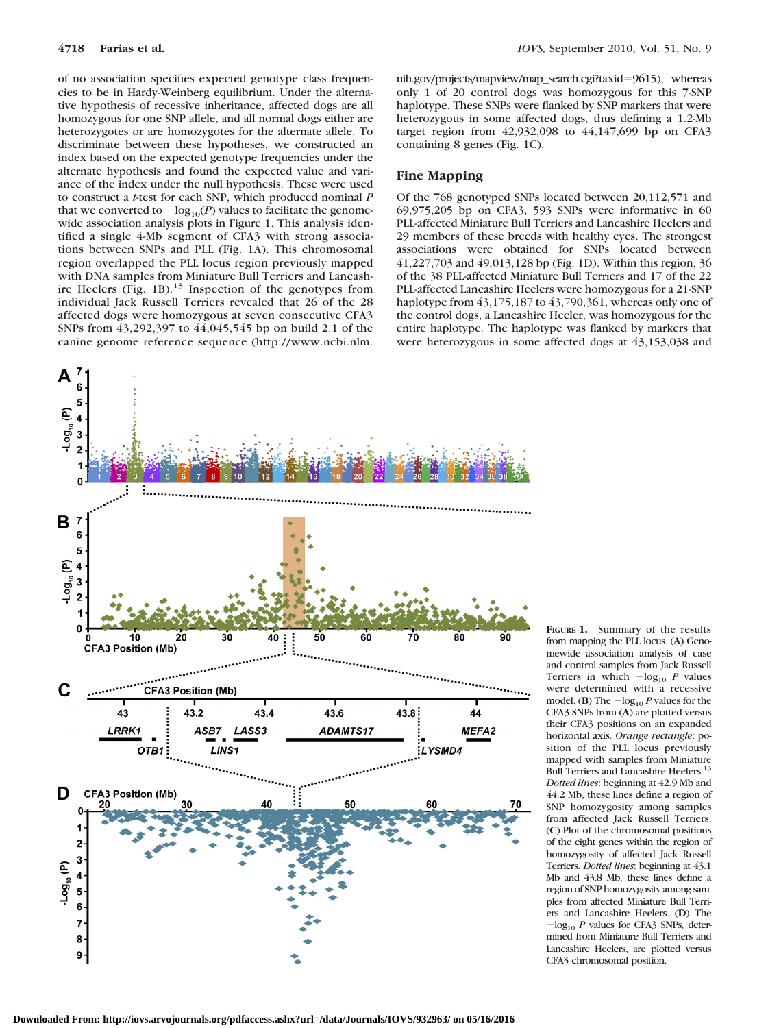of no association specifies expected genotype class frequencies to be in Hardy-Weinberg equilibrium. Under the alternative hypothesis of recessive inheritance, affected dogs are all homozygous for one SNP allele, and all normal dogs either are heterozygotes or are homozygotes for the alternate allele. To discriminate between these hypotheses, we constructed an index based on the expected genotype frequencies under the alternate hypothesis and found the expected value and variance of the index under the null hypothesis. These were used to construct a *t*-test for each SNP, which produced nominal *P* that we converted to $-\log_{10}(P)$ values to facilitate the genome-wide association analysis plots in Figure 1. This analysis identified a single 4-Mb segment of CFA3 with strong associations between SNPs and PLL (Fig. 1A). This chromosomal region overlapped the PLL locus region previously mapped with DNA samples from Miniature Bull Terriers and Lancashire Heelers (Fig. 1B).[13] Inspection of the genotypes from individual Jack Russell Terriers revealed that 26 of the 28 affected dogs were homozygous at seven consecutive CFA3 SNPs from 43,292,397 to 44,045,545 bp on build 2.1 of the canine genome reference sequence (http://www.ncbi.nlm.nih.gov/projects/mapview/map_search.cgi?taxid=9615), whereas only 1 of 20 control dogs was homozygous for this 7-SNP haplotype. These SNPs were flanked by SNP markers that were heterozygous in some affected dogs, thus defining a 1.2-Mb target region from 42,932,098 to 44,147,699 bp on CFA3 containing 8 genes (Fig. 1C).

## Fine Mapping

Of the 768 genotyped SNPs located between 20,112,571 and 69,975,205 bp on CFA3, 593 SNPs were informative in 60 PLL-affected Miniature Bull Terriers and Lancashire Heelers and 29 members of these breeds with healthy eyes. The strongest associations were obtained for SNPs located between 41,227,703 and 49,013,128 bp (Fig. 1D). Within this region, 36 of the 38 PLL-affected Miniature Bull Terriers and 17 of the 22 PLL-affected Lancashire Heelers were homozygous for a 21-SNP haplotype from 43,175,187 to 43,790,361, whereas only one of the control dogs, a Lancashire Heeler, was homozygous for the entire haplotype. The haplotype was flanked by markers that were heterozygous in some affected dogs at 43,153,038 and

**Figure 1.** Summary of the results from mapping the PLL locus. (**A**) Genomewide association analysis of case and control samples from Jack Russell Terriers in which $-\log_{10}$ *P* values were determined with a recessive model. (**B**) The $-\log_{10}$ *P* values for the CFA3 SNPs from (**A**) are plotted versus their CFA3 positions on an expanded horizontal axis. *Orange rectangle*: position of the PLL locus previously mapped with samples from Miniature Bull Terriers and Lancashire Heelers.[13] *Dotted lines*: beginning at 42.9 Mb and 44.2 Mb, these lines define a region of SNP homozygosity among samples from affected Jack Russell Terriers. (**C**) Plot of the chromosomal positions of the eight genes within the region of homozygosity of affected Jack Russell Terriers. *Dotted lines*: beginning at 43.1 Mb and 43.8 Mb, these lines define a region of SNP homozygosity among samples from affected Miniature Bull Terriers and Lancashire Heelers. (**D**) The $-\log_{10}$ *P* values for CFA3 SNPs, determined from Miniature Bull Terriers and Lancashire Heelers, are plotted versus CFA3 chromosomal position.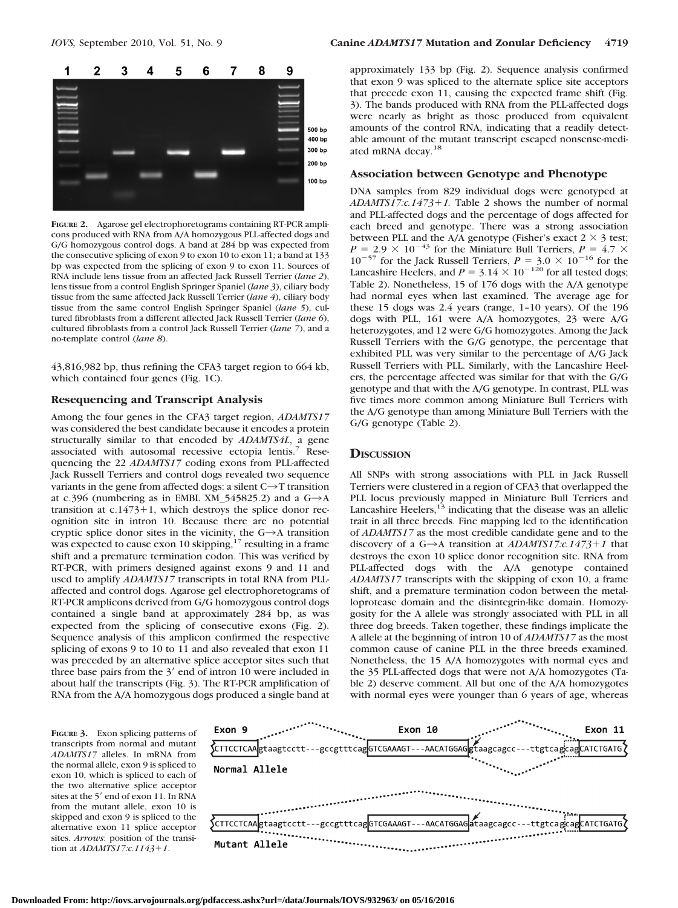FIGURE 2. Agarose gel electrophoretograms containing RT-PCR amplicons produced with RNA from A/A homozygous PLL-affected dogs and G/G homozygous control dogs. A band at 284 bp was expected from the consecutive splicing of exon 9 to exon 10 to exon 11; a band at 133 bp was expected from the splicing of exon 9 to exon 11. Sources of RNA include lens tissue from an affected Jack Russell Terrier (*lane 2*), lens tissue from a control English Springer Spaniel (*lane 3*), ciliary body tissue from the same affected Jack Russell Terrier (*lane 4*), ciliary body tissue from the same control English Springer Spaniel (*lane 5*), cultured fibroblasts from a different affected Jack Russell Terrier (*lane 6*), cultured fibroblasts from a control Jack Russell Terrier (*lane 7*), and a no-template control (*lane 8*).

43,816,982 bp, thus refining the CFA3 target region to 664 kb, which contained four genes (Fig. 1C).

### Resequencing and Transcript Analysis

Among the four genes in the CFA3 target region, *ADAMTS17* was considered the best candidate because it encodes a protein structurally similar to that encoded by *ADAMTS4L*, a gene associated with autosomal recessive ectopia lentis.[7] Resequencing the 22 *ADAMTS17* coding exons from PLL-affected Jack Russell Terriers and control dogs revealed two sequence variants in the gene from affected dogs: a silent C→T transition at c.396 (numbering as in EMBL XM_545825.2) and a G→A transition at c.1473+1, which destroys the splice donor recognition site in intron 10. Because there are no potential cryptic splice donor sites in the vicinity, the G→A transition was expected to cause exon 10 skipping,[17] resulting in a frame shift and a premature termination codon. This was verified by RT-PCR, with primers designed against exons 9 and 11 and used to amplify *ADAMTS17* transcripts in total RNA from PLL-affected and control dogs. Agarose gel electrophoretograms of RT-PCR amplicons derived from G/G homozygous control dogs contained a single band at approximately 284 bp, as was expected from the splicing of consecutive exons (Fig. 2). Sequence analysis of this amplicon confirmed the respective splicing of exons 9 to 10 to 11 and also revealed that exon 11 was preceded by an alternative splice acceptor sites such that three base pairs from the 3′ end of intron 10 were included in about half the transcripts (Fig. 3). The RT-PCR amplification of RNA from the A/A homozygous dogs produced a single band at approximately 133 bp (Fig. 2). Sequence analysis confirmed that exon 9 was spliced to the alternate splice site acceptors that precede exon 11, causing the expected frame shift (Fig. 3). The bands produced with RNA from the PLL-affected dogs were nearly as bright as those produced from equivalent amounts of the control RNA, indicating that a readily detectable amount of the mutant transcript escaped nonsense-mediated mRNA decay.[18]

### Association between Genotype and Phenotype

DNA samples from 829 individual dogs were genotyped at *ADAMTS17:c.1473+1*. Table 2 shows the number of normal and PLL-affected dogs and the percentage of dogs affected for each breed and genotype. There was a strong association between PLL and the A/A genotype (Fisher's exact $2 \times 3$ test; $P = 2.9 \times 10^{-43}$ for the Miniature Bull Terriers, $P = 4.7 \times 10^{-57}$ for the Jack Russell Terriers, $P = 3.0 \times 10^{-16}$ for the Lancashire Heelers, and $P = 3.14 \times 10^{-120}$ for all tested dogs; Table 2). Nonetheless, 15 of 176 dogs with the A/A genotype had normal eyes when last examined. The average age for these 15 dogs was 2.4 years (range, 1–10 years). Of the 196 dogs with PLL, 161 were A/A homozygotes, 23 were A/G heterozygotes, and 12 were G/G homozygotes. Among the Jack Russell Terriers with the G/G genotype, the percentage that exhibited PLL was very similar to the percentage of A/G Jack Russell Terriers with PLL. Similarly, with the Lancashire Heelers, the percentage affected was similar for that with the G/G genotype and that with the A/G genotype. In contrast, PLL was five times more common among Miniature Bull Terriers with the A/G genotype than among Miniature Bull Terriers with the G/G genotype (Table 2).

## DISCUSSION

All SNPs with strong associations with PLL in Jack Russell Terriers were clustered in a region of CFA3 that overlapped the PLL locus previously mapped in Miniature Bull Terriers and Lancashire Heelers,[13] indicating that the disease was an allelic trait in all three breeds. Fine mapping led to the identification of *ADAMTS17* as the most credible candidate gene and to the discovery of a G→A transition at *ADAMTS17:c.1473+1* that destroys the exon 10 splice donor recognition site. RNA from PLL-affected dogs with the A/A genotype contained *ADAMTS17* transcripts with the skipping of exon 10, a frame shift, and a premature termination codon between the metalloprotease domain and the disintegrin-like domain. Homozygosity for the A allele was strongly associated with PLL in all three dog breeds. Taken together, these findings implicate the A allele at the beginning of intron 10 of *ADAMTS17* as the most common cause of canine PLL in the three breeds examined. Nonetheless, the 15 A/A homozygotes with normal eyes and the 35 PLL-affected dogs that were not A/A homozygotes (Table 2) deserve comment. All but one of the A/A homozygotes with normal eyes were younger than 6 years of age, whereas

FIGURE 3. Exon splicing patterns of transcripts from normal and mutant *ADAMTS17* alleles. In mRNA from the normal allele, exon 9 is spliced to exon 10, which is spliced to each of the two alternative splice acceptor sites at the 5′ end of exon 11. In RNA from the mutant allele, exon 10 is skipped and exon 9 is spliced to the alternative exon 11 splice acceptor sites. *Arrows*: position of the transition at *ADAMTS17:c.1143+1*.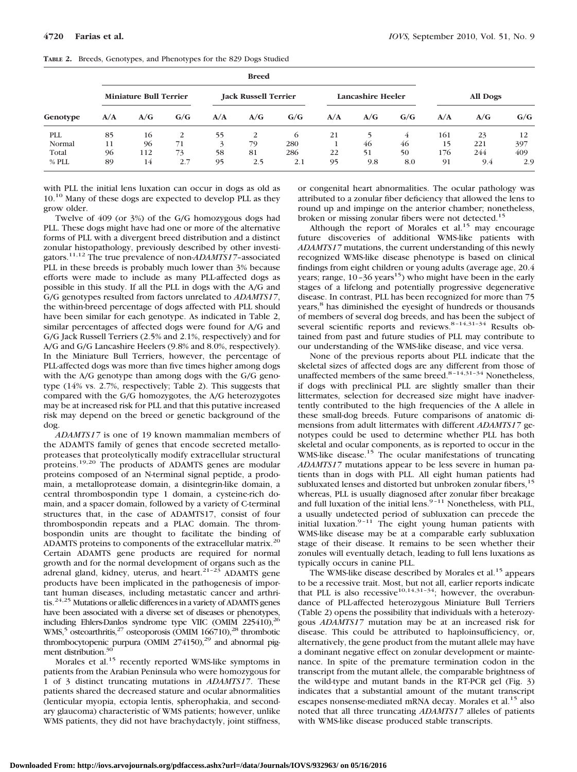**TABLE 2.** Breeds, Genotypes, and Phenotypes for the 829 Dogs Studied

| | Breed | | | | | | | | | | | |
|---|---|---|---|---|---|---|---|---|---|---|---|---|
| | Miniature Bull Terrier | | | Jack Russell Terrier | | | Lancashire Heeler | | | All Dogs | | |
| Genotype | A/A | A/G | G/G | A/A | A/G | G/G | A/A | A/G | G/G | A/A | A/G | G/G |
| PLL | 85 | 16 | 2 | 55 | 2 | 6 | 21 | 5 | 4 | 161 | 23 | 12 |
| Normal | 11 | 96 | 71 | 3 | 79 | 280 | 1 | 46 | 46 | 15 | 221 | 397 |
| Total | 96 | 112 | 73 | 58 | 81 | 286 | 22 | 51 | 50 | 176 | 244 | 409 |
| % PLL | 89 | 14 | 2.7 | 95 | 2.5 | 2.1 | 95 | 9.8 | 8.0 | 91 | 9.4 | 2.9 |

with PLL the initial lens luxation can occur in dogs as old as 10.[10] Many of these dogs are expected to develop PLL as they grow older.

Twelve of 409 (or 3%) of the G/G homozygous dogs had PLL. These dogs might have had one or more of the alternative forms of PLL with a divergent breed distribution and a distinct zonular histopathology, previously described by other investigators.[11,12] The true prevalence of non-*ADAMTS17*–associated PLL in these breeds is probably much lower than 3% because efforts were made to include as many PLL-affected dogs as possible in this study. If all the PLL in dogs with the A/G and G/G genotypes resulted from factors unrelated to *ADAMTS17*, the within-breed percentage of dogs affected with PLL should have been similar for each genotype. As indicated in Table 2, similar percentages of affected dogs were found for A/G and G/G Jack Russell Terriers (2.5% and 2.1%, respectively) and for A/G and G/G Lancashire Heelers (9.8% and 8.0%, respectively). In the Miniature Bull Terriers, however, the percentage of PLL-affected dogs was more than five times higher among dogs with the A/G genotype than among dogs with the G/G genotype (14% vs. 2.7%, respectively; Table 2). This suggests that compared with the G/G homozygotes, the A/G heterozygotes may be at increased risk for PLL and that this putative increased risk may depend on the breed or genetic background of the dog.

*ADAMTS17* is one of 19 known mammalian members of the ADAMTS family of genes that encode secreted metalloproteases that proteolytically modify extracellular structural proteins.[19,20] The products of ADAMTS genes are modular proteins composed of an N-terminal signal peptide, a prodomain, a metalloprotease domain, a disintegrin-like domain, a central thrombospondin type 1 domain, a cysteine-rich domain, and a spacer domain, followed by a variety of C-terminal structures that, in the case of ADAMTS17, consist of four thrombospondin repeats and a PLAC domain. The thrombospondin units are thought to facilitate the binding of ADAMTS proteins to components of the extracellular matrix.[20] Certain ADAMTS gene products are required for normal growth and for the normal development of organs such as the adrenal gland, kidney, uterus, and heart.[21–23] ADAMTS gene products have been implicated in the pathogenesis of important human diseases, including metastatic cancer and arthritis.[24,25] Mutations or allelic differences in a variety of ADAMTS genes have been associated with a diverse set of diseases or phenotypes, including Ehlers-Danlos syndrome type VIIC (OMIM 225410),[26] WMS,[5] osteoarthritis,[27] osteoporosis (OMIM 166710),[28] thrombotic thrombocytopenic purpura (OMIM 274150),[29] and abnormal pigment distribution.[30]

Morales et al.[15] recently reported WMS-like symptoms in patients from the Arabian Peninsula who were homozygous for 1 of 3 distinct truncating mutations in *ADAMTS17*. These patients shared the decreased stature and ocular abnormalities (lenticular myopia, ectopia lentis, spherophakia, and secondary glaucoma) characteristic of WMS patients; however, unlike WMS patients, they did not have brachydactyly, joint stiffness, or congenital heart abnormalities. The ocular pathology was attributed to a zonular fiber deficiency that allowed the lens to round up and impinge on the anterior chamber; nonetheless, broken or missing zonular fibers were not detected.[15]

Although the report of Morales et al.[15] may encourage future discoveries of additional WMS-like patients with *ADAMTS17* mutations, the current understanding of this newly recognized WMS-like disease phenotype is based on clinical findings from eight children or young adults (average age, 20.4 years; range, 10–36 years[15]) who might have been in the early stages of a lifelong and potentially progressive degenerative disease. In contrast, PLL has been recognized for more than 75 years,[8] has diminished the eyesight of hundreds or thousands of members of several dog breeds, and has been the subject of several scientific reports and reviews.[8–14,31–34] Results obtained from past and future studies of PLL may contribute to our understanding of the WMS-like disease, and vice versa.

None of the previous reports about PLL indicate that the skeletal sizes of affected dogs are any different from those of unaffected members of the same breed.[8–14,31–34] Nonetheless, if dogs with preclinical PLL are slightly smaller than their littermates, selection for decreased size might have inadvertently contributed to the high frequencies of the A allele in these small-dog breeds. Future comparisons of anatomic dimensions from adult littermates with different *ADAMTS17* genotypes could be used to determine whether PLL has both skeletal and ocular components, as is reported to occur in the WMS-like disease.[15] The ocular manifestations of truncating *ADAMTS17* mutations appear to be less severe in human patients than in dogs with PLL. All eight human patients had subluxated lenses and distorted but unbroken zonular fibers,[15] whereas, PLL is usually diagnosed after zonular fiber breakage and full luxation of the initial lens.[9–11] Nonetheless, with PLL, a usually undetected period of subluxation can precede the initial luxation.[9–11] The eight young human patients with WMS-like disease may be at a comparable early subluxation stage of their disease. It remains to be seen whether their zonules will eventually detach, leading to full lens luxations as typically occurs in canine PLL.

The WMS-like disease described by Morales et al.[15] appears to be a recessive trait. Most, but not all, earlier reports indicate that PLL is also recessive[10,14,31–34]; however, the overabundance of PLL-affected heterozygous Miniature Bull Terriers (Table 2) opens the possibility that individuals with a heterozygous *ADAMTS17* mutation may be at an increased risk for disease. This could be attributed to haploinsufficiency, or, alternatively, the gene product from the mutant allele may have a dominant negative effect on zonular development or maintenance. In spite of the premature termination codon in the transcript from the mutant allele, the comparable brightness of the wild-type and mutant bands in the RT-PCR gel (Fig. 3) indicates that a substantial amount of the mutant transcript escapes nonsense-mediated mRNA decay. Morales et al.[15] also noted that all three truncating *ADAMTS17* alleles of patients with WMS-like disease produced stable transcripts.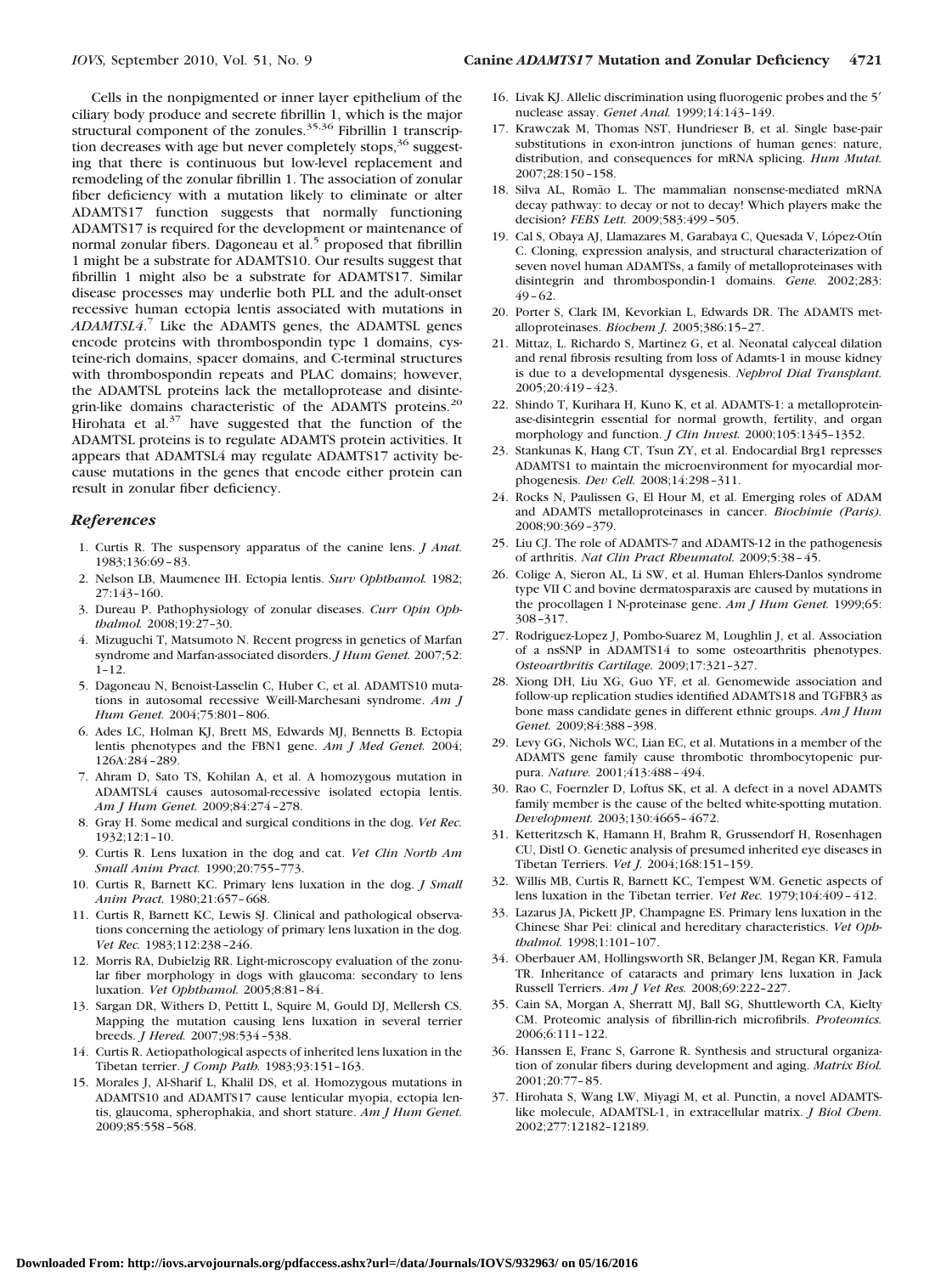Cells in the nonpigmented or inner layer epithelium of the ciliary body produce and secrete fibrillin 1, which is the major structural component of the zonules.[35,36] Fibrillin 1 transcription decreases with age but never completely stops,[36] suggesting that there is continuous but low-level replacement and remodeling of the zonular fibrillin 1. The association of zonular fiber deficiency with a mutation likely to eliminate or alter ADAMTS17 function suggests that normally functioning ADAMTS17 is required for the development or maintenance of normal zonular fibers. Dagoneau et al.[5] proposed that fibrillin 1 might be a substrate for ADAMTS10. Our results suggest that fibrillin 1 might also be a substrate for ADAMTS17. Similar disease processes may underlie both PLL and the adult-onset recessive human ectopia lentis associated with mutations in *ADAMTSL4*.[7] Like the ADAMTS genes, the ADAMTSL genes encode proteins with thrombospondin type 1 domains, cysteine-rich domains, spacer domains, and C-terminal structures with thrombospondin repeats and PLAC domains; however, the ADAMTSL proteins lack the metalloprotease and disintegrin-like domains characteristic of the ADAMTS proteins.[20] Hirohata et al.[37] have suggested that the function of the ADAMTSL proteins is to regulate ADAMTS protein activities. It appears that ADAMTSL4 may regulate ADAMTS17 activity because mutations in the genes that encode either protein can result in zonular fiber deficiency.

## References

1. Curtis R. The suspensory apparatus of the canine lens. *J Anat.* 1983;136:69–83.
2. Nelson LB, Maumenee IH. Ectopia lentis. *Surv Ophthamol.* 1982; 27:143–160.
3. Dureau P. Pathophysiology of zonular diseases. *Curr Opin Ophthalmol.* 2008;19:27–30.
4. Mizuguchi T, Matsumoto N. Recent progress in genetics of Marfan syndrome and Marfan-associated disorders. *J Hum Genet.* 2007;52: 1–12.
5. Dagoneau N, Benoist-Lasselin C, Huber C, et al. ADAMTS10 mutations in autosomal recessive Weill-Marchesani syndrome. *Am J Hum Genet.* 2004;75:801–806.
6. Ades LC, Holman KJ, Brett MS, Edwards MJ, Bennetts B. Ectopia lentis phenotypes and the FBN1 gene. *Am J Med Genet.* 2004; 126A:284–289.
7. Ahram D, Sato TS, Kohilan A, et al. A homozygous mutation in ADAMTSL4 causes autosomal-recessive isolated ectopia lentis. *Am J Hum Genet.* 2009;84:274–278.
8. Gray H. Some medical and surgical conditions in the dog. *Vet Rec.* 1932;12:1–10.
9. Curtis R. Lens luxation in the dog and cat. *Vet Clin North Am Small Anim Pract.* 1990;20:755–773.
10. Curtis R, Barnett KC. Primary lens luxation in the dog. *J Small Anim Pract.* 1980;21:657–668.
11. Curtis R, Barnett KC, Lewis SJ. Clinical and pathological observations concerning the aetiology of primary lens luxation in the dog. *Vet Rec.* 1983;112:238–246.
12. Morris RA, Dubielzig RR. Light-microscopy evaluation of the zonular fiber morphology in dogs with glaucoma: secondary to lens luxation. *Vet Ophthamol.* 2005;8:81–84.
13. Sargan DR, Withers D, Pettitt L, Squire M, Gould DJ, Mellersh CS. Mapping the mutation causing lens luxation in several terrier breeds. *J Hered.* 2007;98:534–538.
14. Curtis R. Aetiopathological aspects of inherited lens luxation in the Tibetan terrier. *J Comp Path.* 1983;93:151–163.
15. Morales J, Al-Sharif L, Khalil DS, et al. Homozygous mutations in ADAMTS10 and ADAMTS17 cause lenticular myopia, ectopia lentis, glaucoma, spherophakia, and short stature. *Am J Hum Genet.* 2009;85:558–568.
16. Livak KJ. Allelic discrimination using fluorogenic probes and the 5′ nuclease assay. *Genet Anal.* 1999;14:143–149.
17. Krawczak M, Thomas NST, Hundrieser B, et al. Single base-pair substitutions in exon-intron junctions of human genes: nature, distribution, and consequences for mRNA splicing. *Hum Mutat.* 2007;28:150–158.
18. Silva AL, Romão L. The mammalian nonsense-mediated mRNA decay pathway: to decay or not to decay! Which players make the decision? *FEBS Lett.* 2009;583:499–505.
19. Cal S, Obaya AJ, Llamazares M, Garabaya C, Quesada V, López-Otín C. Cloning, expression analysis, and structural characterization of seven novel human ADAMTSs, a family of metalloproteinases with disintegrin and thrombospondin-1 domains. *Gene.* 2002;283: 49–62.
20. Porter S, Clark IM, Kevorkian L, Edwards DR. The ADAMTS metalloproteinases. *Biochem J.* 2005;386:15–27.
21. Mittaz, L. Richardo S, Martinez G, et al. Neonatal calyceal dilation and renal fibrosis resulting from loss of Adamts-1 in mouse kidney is due to a developmental dysgenesis. *Nephrol Dial Transplant.* 2005;20:419–423.
22. Shindo T, Kurihara H, Kuno K, et al. ADAMTS-1: a metalloproteinase-disintegrin essential for normal growth, fertility, and organ morphology and function. *J Clin Invest.* 2000;105:1345–1352.
23. Stankunas K, Hang CT, Tsun ZY, et al. Endocardial Brg1 represses ADAMTS1 to maintain the microenvironment for myocardial morphogenesis. *Dev Cell.* 2008;14:298–311.
24. Rocks N, Paulissen G, El Hour M, et al. Emerging roles of ADAM and ADAMTS metalloproteinases in cancer. *Biochimie (Paris).* 2008;90:369–379.
25. Liu CJ. The role of ADAMTS-7 and ADAMTS-12 in the pathogenesis of arthritis. *Nat Clin Pract Rheumatol.* 2009;5:38–45.
26. Colige A, Sieron AL, Li SW, et al. Human Ehlers-Danlos syndrome type VII C and bovine dermatosparaxis are caused by mutations in the procollagen I N-proteinase gene. *Am J Hum Genet.* 1999;65: 308–317.
27. Rodriguez-Lopez J, Pombo-Suarez M, Loughlin J, et al. Association of a nsSNP in ADAMTS14 to some osteoarthritis phenotypes. *Osteoarthritis Cartilage.* 2009;17:321–327.
28. Xiong DH, Liu XG, Guo YF, et al. Genomewide association and follow-up replication studies identified ADAMTS18 and TGFBR3 as bone mass candidate genes in different ethnic groups. *Am J Hum Genet.* 2009;84:388–398.
29. Levy GG, Nichols WC, Lian EC, et al. Mutations in a member of the ADAMTS gene family cause thrombotic thrombocytopenic purpura. *Nature.* 2001;413:488–494.
30. Rao C, Foernzler D, Loftus SK, et al. A defect in a novel ADAMTS family member is the cause of the belted white-spotting mutation. *Development.* 2003;130:4665–4672.
31. Ketteritzsch K, Hamann H, Brahm R, Grussendorf H, Rosenhagen CU, Distl O. Genetic analysis of presumed inherited eye diseases in Tibetan Terriers. *Vet J.* 2004;168:151–159.
32. Willis MB, Curtis R, Barnett KC, Tempest WM. Genetic aspects of lens luxation in the Tibetan terrier. *Vet Rec.* 1979;104:409–412.
33. Lazarus JA, Pickett JP, Champagne ES. Primary lens luxation in the Chinese Shar Pei: clinical and hereditary characteristics. *Vet Ophthalmol.* 1998;1:101–107.
34. Oberbauer AM, Hollingsworth SR, Belanger JM, Regan KR, Famula TR. Inheritance of cataracts and primary lens luxation in Jack Russell Terriers. *Am J Vet Res.* 2008;69:222–227.
35. Cain SA, Morgan A, Sherratt MJ, Ball SG, Shuttleworth CA, Kielty CM. Proteomic analysis of fibrillin-rich microfibrils. *Proteomics.* 2006;6:111–122.
36. Hanssen E, Franc S, Garrone R. Synthesis and structural organization of zonular fibers during development and aging. *Matrix Biol.* 2001;20:77–85.
37. Hirohata S, Wang LW, Miyagi M, et al. Punctin, a novel ADAMTS-like molecule, ADAMTSL-1, in extracellular matrix. *J Biol Chem.* 2002;277:12182–12189.